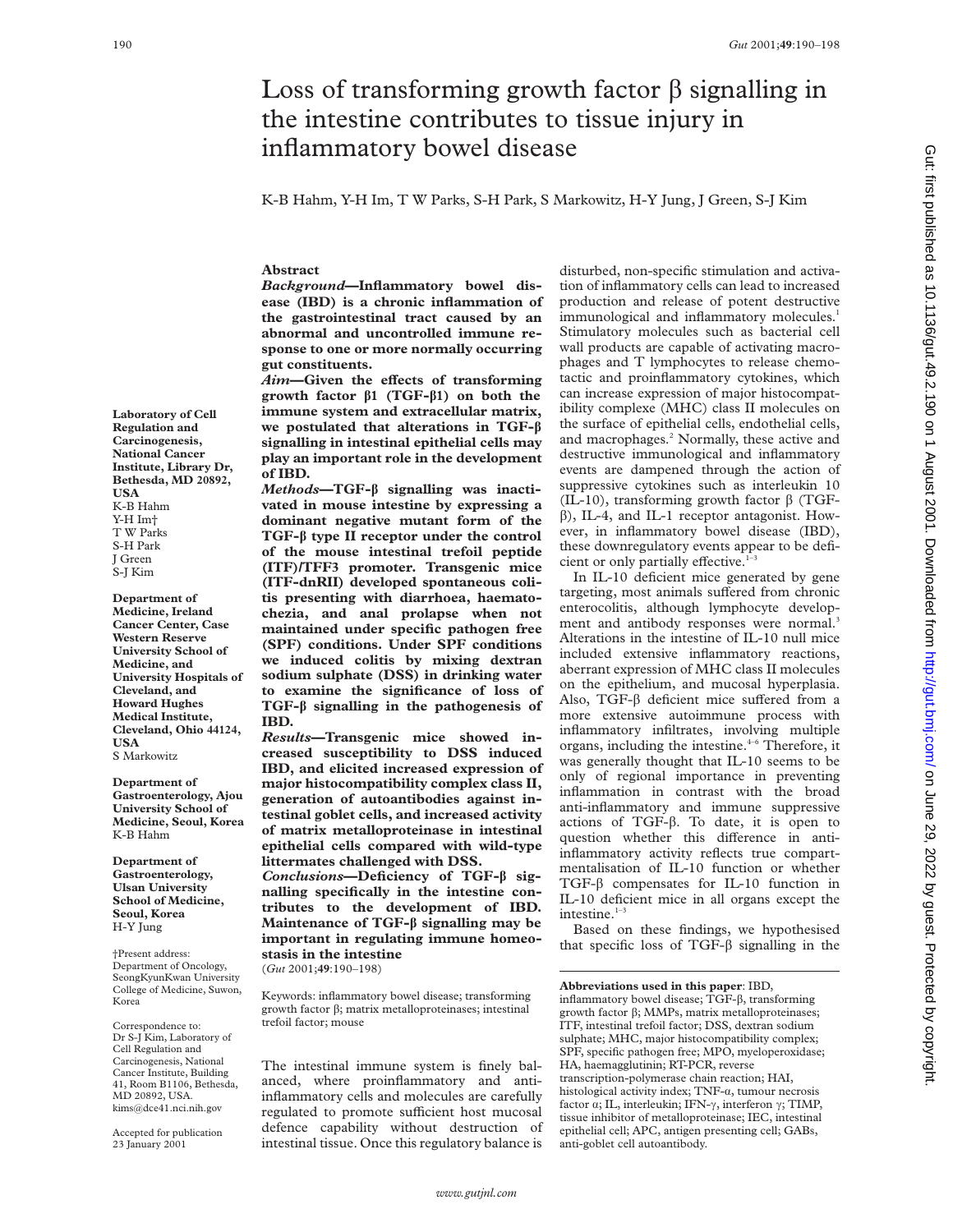# Loss of transforming growth factor β signalling in the intestine contributes to tissue injury in inflammatory bowel disease

K-B Hahm, Y-H Im, T W Parks, S-H Park, S Markowitz, H-Y Jung, J Green, S-J Kim

**Laboratory of Cell Regulation and Carcinogenesis, National Cancer Institute, Library Dr, Bethesda, MD 20892, USA**
K-B Hahm
Y-H Im†
T W Parks
S-H Park
J Green
S-J Kim

**Department of Medicine, Ireland Cancer Center, Case Western Reserve University School of Medicine, and University Hospitals of Cleveland, and Howard Hughes Medical Institute, Cleveland, Ohio 44124, USA**
S Markowitz

**Department of Gastroenterology, Ajou University School of Medicine, Seoul, Korea**
K-B Hahm

**Department of Gastroenterology, Ulsan University School of Medicine, Seoul, Korea**
H-Y Jung

†Present address: Department of Oncology, SeongKyunKwan University College of Medicine, Suwon, Korea

Correspondence to: Dr S-J Kim, Laboratory of Cell Regulation and Carcinogenesis, National Cancer Institute, Building 41, Room B1106, Bethesda, MD 20892, USA. kims@dce41.nci.nih.gov

Accepted for publication 23 January 2001

## Abstract

***Background*—Inflammatory bowel disease (IBD) is a chronic inflammation of the gastrointestinal tract caused by an abnormal and uncontrolled immune response to one or more normally occurring gut constituents.**

***Aim*—Given the effects of transforming growth factor β1 (TGF-β1) on both the immune system and extracellular matrix, we postulated that alterations in TGF-β signalling in intestinal epithelial cells may play an important role in the development of IBD.**

***Methods*—TGF-β signalling was inactivated in mouse intestine by expressing a dominant negative mutant form of the TGF-β type II receptor under the control of the mouse intestinal trefoil peptide (ITF)/TFF3 promoter. Transgenic mice (ITF-dnRII) developed spontaneous colitis presenting with diarrhoea, haematochezia, and anal prolapse when not maintained under specific pathogen free (SPF) conditions. Under SPF conditions we induced colitis by mixing dextran sodium sulphate (DSS) in drinking water to examine the significance of loss of TGF-β signalling in the pathogenesis of IBD.**

***Results*—Transgenic mice showed increased susceptibility to DSS induced IBD, and elicited increased expression of major histocompatibility complex class II, generation of autoantibodies against intestinal goblet cells, and increased activity of matrix metalloproteinase in intestinal epithelial cells compared with wild-type littermates challenged with DSS.**

***Conclusions*—Deficiency of TGF-β signalling specifically in the intestine contributes to the development of IBD. Maintenance of TGF-β signalling may be important in regulating immune homeostasis in the intestine**

(*Gut* 2001;**49**:190–198)

Keywords: inflammatory bowel disease; transforming growth factor β; matrix metalloproteinases; intestinal trefoil factor; mouse

The intestinal immune system is finely balanced, where proinflammatory and anti-inflammatory cells and molecules are carefully regulated to promote sufficient host mucosal defence capability without destruction of intestinal tissue. Once this regulatory balance is disturbed, non-specific stimulation and activation of inflammatory cells can lead to increased production and release of potent destructive immunological and inflammatory molecules.[1] Stimulatory molecules such as bacterial cell wall products are capable of activating macrophages and T lymphocytes to release chemotactic and proinflammatory cytokines, which can increase expression of major histocompatibility complex (MHC) class II molecules on the surface of epithelial cells, endothelial cells, and macrophages.[2] Normally, these active and destructive immunological and inflammatory events are dampened through the action of suppressive cytokines such as interleukin 10 (IL-10), transforming growth factor β (TGF-β), IL-4, and IL-1 receptor antagonist. However, in inflammatory bowel disease (IBD), these downregulatory events appear to be deficient or only partially effective.[1–3]

In IL-10 deficient mice generated by gene targeting, most animals suffered from chronic enterocolitis, although lymphocyte development and antibody responses were normal.[3] Alterations in the intestine of IL-10 null mice included extensive inflammatory reactions, aberrant expression of MHC class II molecules on the epithelium, and mucosal hyperplasia. Also, TGF-β deficient mice suffered from a more extensive autoimmune process with inflammatory infiltrates, involving multiple organs, including the intestine.[4–6] Therefore, it was generally thought that IL-10 seems to be only of regional importance in preventing inflammation in contrast with the broad anti-inflammatory and immune suppressive actions of TGF-β. To date, it is open to question whether this difference in anti-inflammatory activity reflects true compartmentalisation of IL-10 function or whether TGF-β compensates for IL-10 function in IL-10 deficient mice in all organs except the intestine.[1–3]

Based on these findings, we hypothesised that specific loss of TGF-β signalling in the

**Abbreviations used in this paper**: IBD, inflammatory bowel disease; TGF-β, transforming growth factor β; MMPs, matrix metalloproteinases; ITF, intestinal trefoil factor; DSS, dextran sodium sulphate; MHC, major histocompatibility complex; SPF, specific pathogen free; MPO, myeloperoxidase; HA, haemagglutinin; RT-PCR, reverse transcription-polymerase chain reaction; HAI, histological activity index; TNF-α, tumour necrosis factor α; IL, interleukin; IFN-γ, interferon γ; TIMP, tissue inhibitor of metalloproteinase; IEC, intestinal epithelial cell; APC, antigen presenting cell; GABs, anti-goblet cell autoantibody.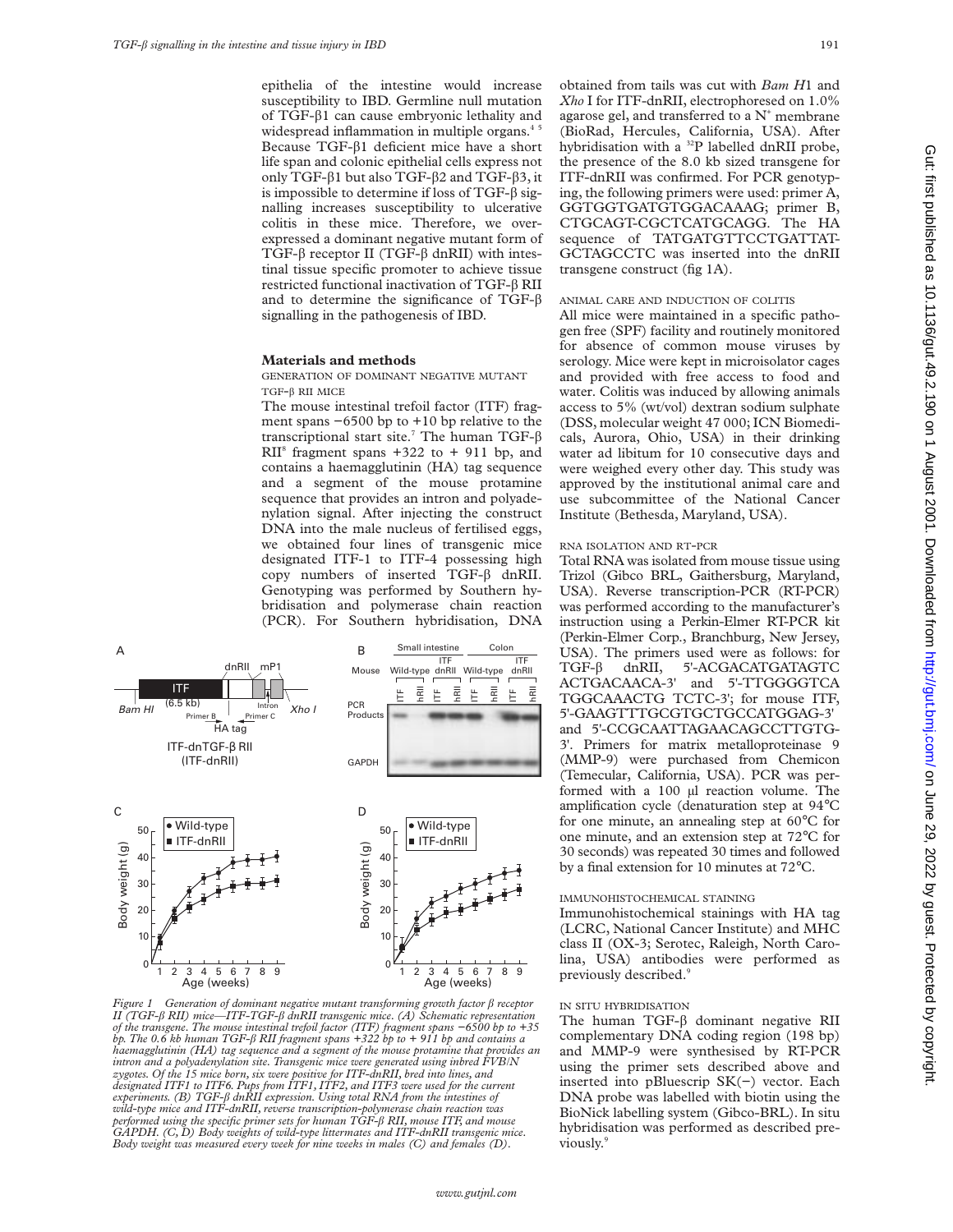epithelia of the intestine would increase susceptibility to IBD. Germline null mutation of TGF-β1 can cause embryonic lethality and widespread inflammation in multiple organs.[4 5] Because TGF-β1 deficient mice have a short life span and colonic epithelial cells express not only TGF-β1 but also TGF-β2 and TGF-β3, it is impossible to determine if loss of TGF-β signalling increases susceptibility to ulcerative colitis in these mice. Therefore, we overexpressed a dominant negative mutant form of TGF-β receptor II (TGF-β dnRII) with intestinal tissue specific promoter to achieve tissue restricted functional inactivation of TGF-β RII and to determine the significance of TGF-β signalling in the pathogenesis of IBD.

## Materials and methods

### GENERATION OF DOMINANT NEGATIVE MUTANT TGF-β RII MICE

The mouse intestinal trefoil factor (ITF) fragment spans −6500 bp to +10 bp relative to the transcriptional start site.[7] The human TGF-β RII[8] fragment spans +322 to + 911 bp, and contains a haemagglutinin (HA) tag sequence and a segment of the mouse protamine sequence that provides an intron and polyadenylation signal. After injecting the construct DNA into the male nucleus of fertilised eggs, we obtained four lines of transgenic mice designated ITF-1 to ITF-4 possessing high copy numbers of inserted TGF-β dnRII. Genotyping was performed by Southern hybridisation and polymerase chain reaction (PCR). For Southern hybridisation, DNA obtained from tails was cut with *Bam H*1 and *Xho* I for ITF-dnRII, electrophoresed on 1.0% agarose gel, and transferred to a N[+] membrane (BioRad, Hercules, California, USA). After hybridisation with a [32]P labelled dnRII probe, the presence of the 8.0 kb sized transgene for ITF-dnRII was confirmed. For PCR genotyping, the following primers were used: primer A, GGTGGTGATGTGGACAAAG; primer B, CTGCAGT-CGCTCATGCAGG. The HA sequence of TATGATGTTCCTGATTAT-GCTAGCCTC was inserted into the dnRII transgene construct (fig 1A).

*Figure 1 Generation of dominant negative mutant transforming growth factor β receptor II (TGF-β RII) mice—ITF-TGF-β dnRII transgenic mice. (A) Schematic representation of the transgene. The mouse intestinal trefoil factor (ITF) fragment spans −6500 bp to +35 bp. The 0.6 kb human TGF-β RII fragment spans +322 bp to + 911 bp and contains a haemagglutinin (HA) tag sequence and a segment of the mouse protamine that provides an intron and a polyadenylation site. Transgenic mice were generated using inbred FVB/N zygotes. Of the 15 mice born, six were positive for ITF-dnRII, bred into lines, and designated ITF1 to ITF6. Pups from ITF1, ITF2, and ITF3 were used for the current experiments. (B) TGF-β dnRII expression. Using total RNA from the intestines of wild-type mice and ITF-dnRII, reverse transcription-polymerase chain reaction was performed using the specific primer sets for human TGF-β RII, mouse ITF, and mouse GAPDH. (C, D) Body weights of wild-type littermates and ITF-dnRII transgenic mice. Body weight was measured every week for nine weeks in males (C) and females (D).*

### ANIMAL CARE AND INDUCTION OF COLITIS

All mice were maintained in a specific pathogen free (SPF) facility and routinely monitored for absence of common mouse viruses by serology. Mice were kept in microisolator cages and provided with free access to food and water. Colitis was induced by allowing animals access to 5% (wt/vol) dextran sodium sulphate (DSS, molecular weight 47 000; ICN Biomedicals, Aurora, Ohio, USA) in their drinking water ad libitum for 10 consecutive days and were weighed every other day. This study was approved by the institutional animal care and use subcommittee of the National Cancer Institute (Bethesda, Maryland, USA).

### RNA ISOLATION AND RT-PCR

Total RNA was isolated from mouse tissue using Trizol (Gibco BRL, Gaithersburg, Maryland, USA). Reverse transcription-PCR (RT-PCR) was performed according to the manufacturer's instruction using a Perkin-Elmer RT-PCR kit (Perkin-Elmer Corp., Branchburg, New Jersey, USA). The primers used were as follows: for TGF-β dnRII, 5'-ACGACATGATAGTC ACTGACAACA-3' and 5'-TTGGGGTCA TGGCAAACTG TCTC-3'; for mouse ITF, 5'-GAAGTTTGCGTGCTGCCATGGAG-3' and 5'-CCGCAATTAGAACAGCCTTGTG-3'. Primers for matrix metalloproteinase 9 (MMP-9) were purchased from Chemicon (Temecular, California, USA). PCR was performed with a 100 μl reaction volume. The amplification cycle (denaturation step at 94°C for one minute, an annealing step at 60°C for one minute, and an extension step at 72°C for 30 seconds) was repeated 30 times and followed by a final extension for 10 minutes at 72°C.

### IMMUNOHISTOCHEMICAL STAINING

Immunohistochemical stainings with HA tag (LCRC, National Cancer Institute) and MHC class II (OX-3; Serotec, Raleigh, North Carolina, USA) antibodies were performed as previously described.[9]

### IN SITU HYBRIDISATION

The human TGF-β dominant negative RII complementary DNA coding region (198 bp) and MMP-9 were synthesised by RT-PCR using the primer sets described above and inserted into pBluescrip SK(−) vector. Each DNA probe was labelled with biotin using the BioNick labelling system (Gibco-BRL). In situ hybridisation was performed as described previously.[9]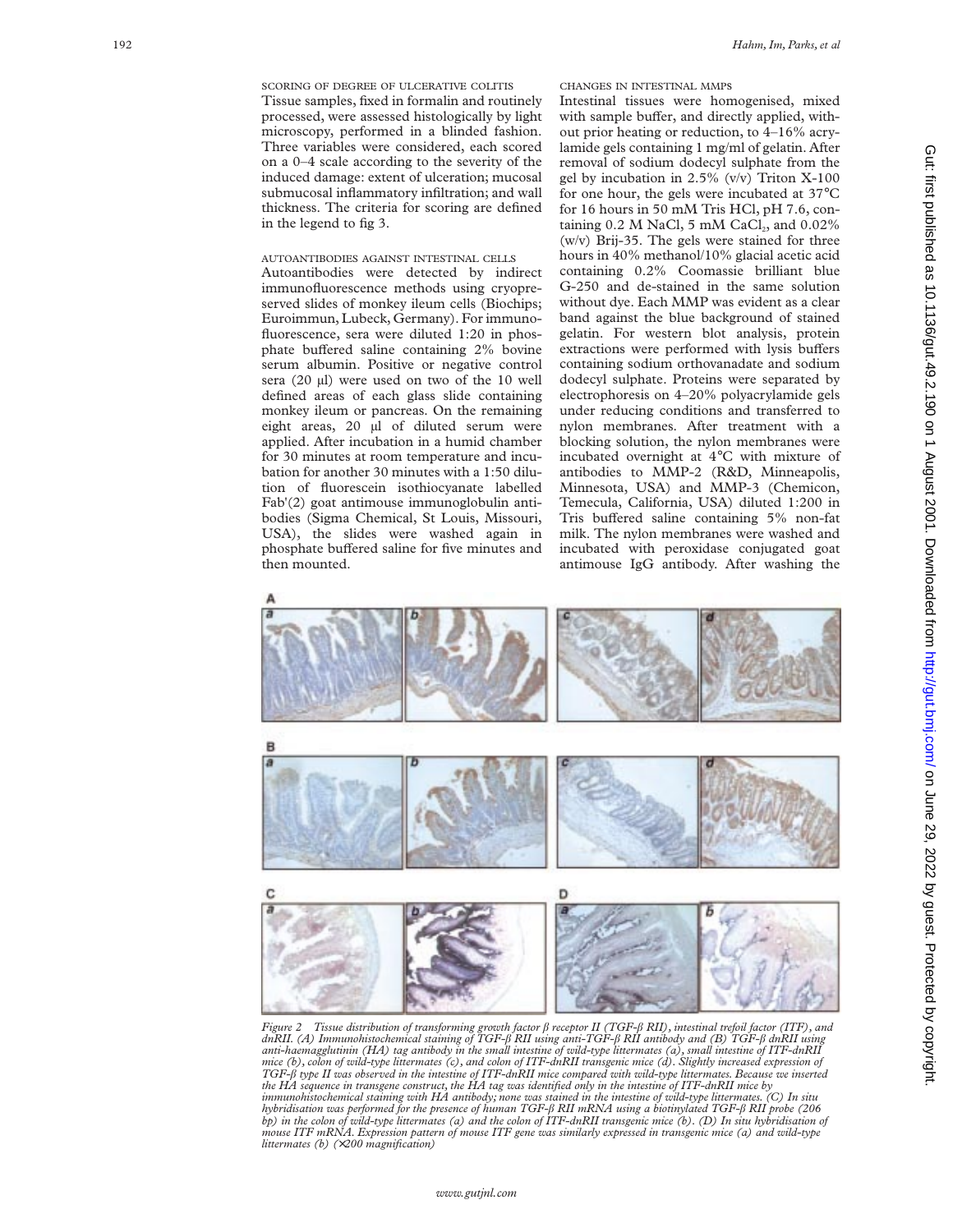### SCORING OF DEGREE OF ULCERATIVE COLITIS

Tissue samples, fixed in formalin and routinely processed, were assessed histologically by light microscopy, performed in a blinded fashion. Three variables were considered, each scored on a 0–4 scale according to the severity of the induced damage: extent of ulceration; mucosal submucosal inflammatory infiltration; and wall thickness. The criteria for scoring are defined in the legend to fig 3.

### AUTOANTIBODIES AGAINST INTESTINAL CELLS

Autoantibodies were detected by indirect immunofluorescence methods using cryopreserved slides of monkey ileum cells (Biochips; Euroimmun, Lubeck, Germany). For immunofluorescence, sera were diluted 1:20 in phosphate buffered saline containing 2% bovine serum albumin. Positive or negative control sera (20 µl) were used on two of the 10 well defined areas of each glass slide containing monkey ileum or pancreas. On the remaining eight areas, 20 µl of diluted serum were applied. After incubation in a humid chamber for 30 minutes at room temperature and incubation for another 30 minutes with a 1:50 dilution of fluorescein isothiocyanate labelled Fab'(2) goat antimouse immunoglobulin antibodies (Sigma Chemical, St Louis, Missouri, USA), the slides were washed again in phosphate buffered saline for five minutes and then mounted.

### CHANGES IN INTESTINAL MMPS

Intestinal tissues were homogenised, mixed with sample buffer, and directly applied, without prior heating or reduction, to 4–16% acrylamide gels containing 1 mg/ml of gelatin. After removal of sodium dodecyl sulphate from the gel by incubation in 2.5% (v/v) Triton X-100 for one hour, the gels were incubated at 37°C for 16 hours in 50 mM Tris HCl, pH 7.6, containing 0.2 M NaCl, 5 mM $CaCl_2$, and 0.02% (w/v) Brij-35. The gels were stained for three hours in 40% methanol/10% glacial acetic acid containing 0.2% Coomassie brilliant blue G-250 and de-stained in the same solution without dye. Each MMP was evident as a clear band against the blue background of stained gelatin. For western blot analysis, protein extractions were performed with lysis buffers containing sodium orthovanadate and sodium dodecyl sulphate. Proteins were separated by electrophoresis on 4–20% polyacrylamide gels under reducing conditions and transferred to nylon membranes. After treatment with a blocking solution, the nylon membranes were incubated overnight at 4°C with mixture of antibodies to MMP-2 (R&D, Minneapolis, Minnesota, USA) and MMP-3 (Chemicon, Temecula, California, USA) diluted 1:200 in Tris buffered saline containing 5% non-fat milk. The nylon membranes were washed and incubated with peroxidase conjugated goat antimouse IgG antibody. After washing the

*Figure 2 Tissue distribution of transforming growth factor β receptor II (TGF-β RII), intestinal trefoil factor (ITF), and dnRII. (A) Immunohistochemical staining of TGF-β RII using anti-TGF-β RII antibody and (B) TGF-β dnRII using anti-haemagglutinin (HA) tag antibody in the small intestine of wild-type littermates (a), small intestine of ITF-dnRII mice (b), colon of wild-type littermates (c), and colon of ITF-dnRII transgenic mice (d). Slightly increased expression of TGF-β type II was observed in the intestine of ITF-dnRII mice compared with wild-type littermates. Because we inserted the HA sequence in transgene construct, the HA tag was identified only in the intestine of ITF-dnRII mice by immunohistochemical staining with HA antibody; none was stained in the intestine of wild-type littermates. (C) In situ hybridisation was performed for the presence of human TGF-β RII mRNA using a biotinylated TGF-β RII probe (206 bp) in the colon of wild-type littermates (a) and the colon of ITF-dnRII transgenic mice (b). (D) In situ hybridisation of mouse ITF mRNA. Expression pattern of mouse ITF gene was similarly expressed in transgenic mice (a) and wild-type littermates (b) (×200 magnification)*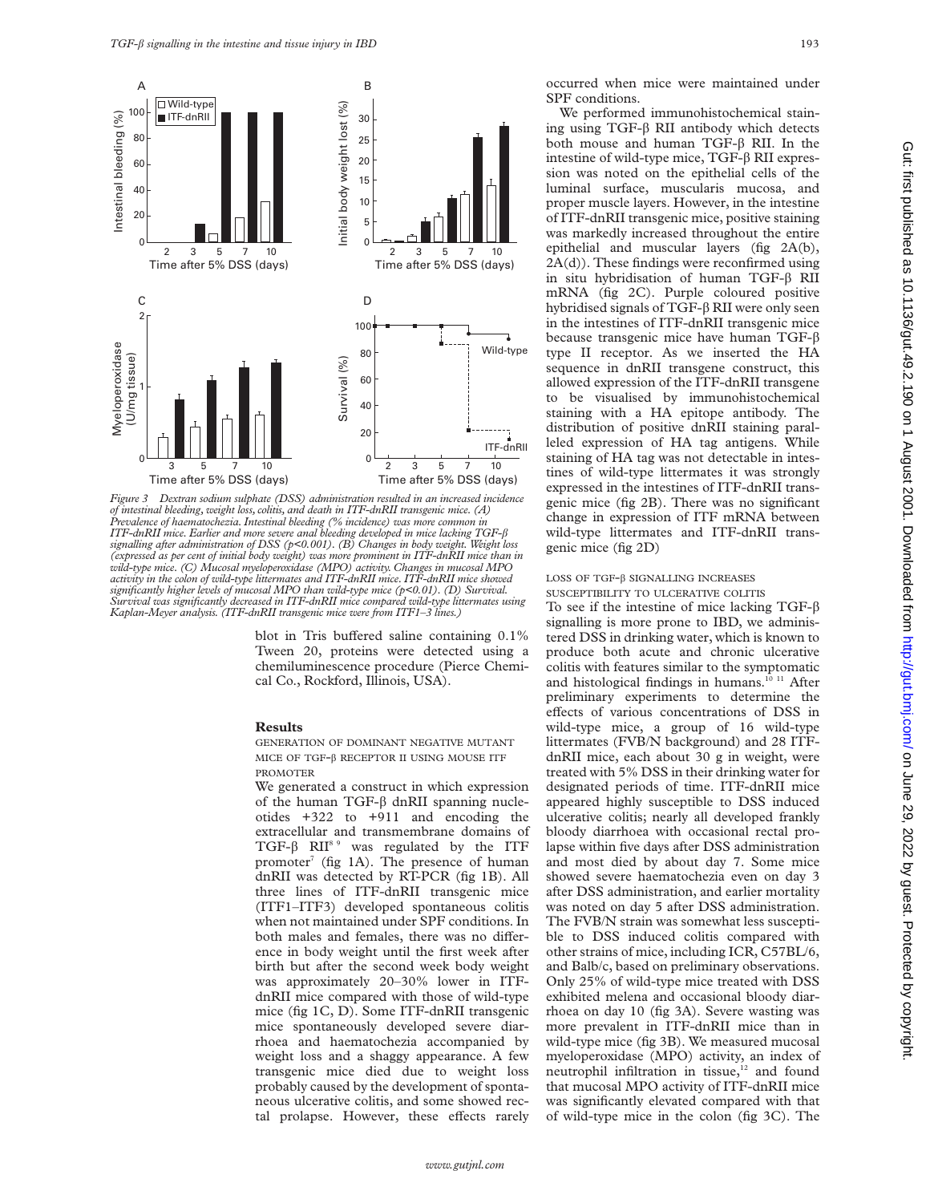Figure 3 Dextran sodium sulphate (DSS) administration resulted in an increased incidence of intestinal bleeding, weight loss, colitis, and death in ITF-dnRII transgenic mice. (A) Prevalence of haematochezia. Intestinal bleeding (% incidence) was more common in ITF-dnRII mice. Earlier and more severe anal bleeding developed in mice lacking TGF-β signalling after administration of DSS ($p<0.001$). (B) Changes in body weight. Weight loss (expressed as per cent of initial body weight) was more prominent in ITF-dnRII mice than in wild-type mice. (C) Mucosal myeloperoxidase (MPO) activity. Changes in mucosal MPO activity in the colon of wild-type littermates and ITF-dnRII mice. ITF-dnRII mice showed significantly higher levels of mucosal MPO than wild-type mice ($p<0.01$). (D) Survival. Survival was significantly decreased in ITF-dnRII mice compared wild-type littermates using Kaplan-Meyer analysis. (ITF-dnRII transgenic mice were from ITF1–3 lines.)

blot in Tris buffered saline containing 0.1% Tween 20, proteins were detected using a chemiluminescence procedure (Pierce Chemical Co., Rockford, Illinois, USA).

## Results

### GENERATION OF DOMINANT NEGATIVE MUTANT MICE OF TGF-β RECEPTOR II USING MOUSE ITF PROMOTER

We generated a construct in which expression of the human TGF-β dnRII spanning nucleotides +322 to +911 and encoding the extracellular and transmembrane domains of TGF-β RII[8 9] was regulated by the ITF promoter[7] (fig 1A). The presence of human dnRII was detected by RT-PCR (fig 1B). All three lines of ITF-dnRII transgenic mice (ITF1–ITF3) developed spontaneous colitis when not maintained under SPF conditions. In both males and females, there was no difference in body weight until the first week after birth but after the second week body weight was approximately 20–30% lower in ITF-dnRII mice compared with those of wild-type mice (fig 1C, D). Some ITF-dnRII transgenic mice spontaneously developed severe diarrhoea and haematochezia accompanied by weight loss and a shaggy appearance. A few transgenic mice died due to weight loss probably caused by the development of spontaneous ulcerative colitis, and some showed rectal prolapse. However, these effects rarely occurred when mice were maintained under SPF conditions.

We performed immunohistochemical staining using TGF-β RII antibody which detects both mouse and human TGF-β RII. In the intestine of wild-type mice, TGF-β RII expression was noted on the epithelial cells of the luminal surface, muscularis mucosa, and proper muscle layers. However, in the intestine of ITF-dnRII transgenic mice, positive staining was markedly increased throughout the entire epithelial and muscular layers (fig 2A(b), 2A(d)). These findings were reconfirmed using in situ hybridisation of human TGF-β RII mRNA (fig 2C). Purple coloured positive hybridised signals of TGF-β RII were only seen in the intestines of ITF-dnRII transgenic mice because transgenic mice have human TGF-β type II receptor. As we inserted the HA sequence in dnRII transgene construct, this allowed expression of the ITF-dnRII transgene to be visualised by immunohistochemical staining with a HA epitope antibody. The distribution of positive dnRII staining paralleled expression of HA tag antigens. While staining of HA tag was not detectable in intestines of wild-type littermates it was strongly expressed in the intestines of ITF-dnRII transgenic mice (fig 2B). There was no significant change in expression of ITF mRNA between wild-type littermates and ITF-dnRII transgenic mice (fig 2D)

### LOSS OF TGF-β SIGNALLING INCREASES SUSCEPTIBILITY TO ULCERATIVE COLITIS

To see if the intestine of mice lacking TGF-β signalling is more prone to IBD, we administered DSS in drinking water, which is known to produce both acute and chronic ulcerative colitis with features similar to the symptomatic and histological findings in humans.[10 11] After preliminary experiments to determine the effects of various concentrations of DSS in wild-type mice, a group of 16 wild-type littermates (FVB/N background) and 28 ITF-dnRII mice, each about 30 g in weight, were treated with 5% DSS in their drinking water for designated periods of time. ITF-dnRII mice appeared highly susceptible to DSS induced ulcerative colitis; nearly all developed frankly bloody diarrhoea with occasional rectal prolapse within five days after DSS administration and most died by about day 7. Some mice showed severe haematochezia even on day 3 after DSS administration, and earlier mortality was noted on day 5 after DSS administration. The FVB/N strain was somewhat less susceptible to DSS induced colitis compared with other strains of mice, including ICR, C57BL/6, and Balb/c, based on preliminary observations. Only 25% of wild-type mice treated with DSS exhibited melena and occasional bloody diarrhoea on day 10 (fig 3A). Severe wasting was more prevalent in ITF-dnRII mice than in wild-type mice (fig 3B). We measured mucosal myeloperoxidase (MPO) activity, an index of neutrophil infiltration in tissue,[12] and found that mucosal MPO activity of ITF-dnRII mice was significantly elevated compared with that of wild-type mice in the colon (fig 3C). The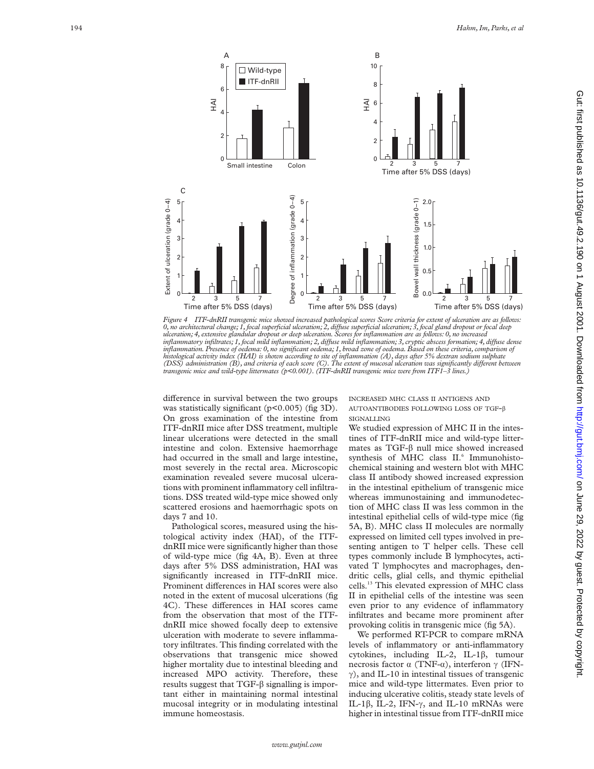*Figure 4 ITF-dnRII transgenic mice showed increased pathological scores Score criteria for extent of ulceration are as follows: 0, no architectural change; 1, focal superficial ulceration; 2, diffuse superficial ulceration; 3, focal gland dropout or focal deep ulceration; 4, extensive glandular dropout or deep ulceration. Scores for inflammation are as follows: 0, no increased inflammatory infiltrates; 1, focal mild inflammation; 2, diffuse mild inflammation; 3, cryptic abscess formation; 4, diffuse dense inflammation. Presence of oedema: 0, no significant oedema; 1, broad zone of oedema. Based on these criteria, comparison of histological activity index (HAI) is shown according to site of inflammation (A), days after 5% dextran sodium sulphate (DSS) administration (B), and criteria of each score (C). The extent of mucosal ulceration was significantly different between transgenic mice and wild-type littermates (p<0.001). (ITF-dnRII transgenic mice were from ITF1–3 lines.)*

difference in survival between the two groups was statistically significant ($p<0.005$) (fig 3D). On gross examination of the intestine from ITF-dnRII mice after DSS treatment, multiple linear ulcerations were detected in the small intestine and colon. Extensive haemorrhage had occurred in the small and large intestine, most severely in the rectal area. Microscopic examination revealed severe mucosal ulcerations with prominent inflammatory cell infiltrations. DSS treated wild-type mice showed only scattered erosions and haemorrhagic spots on days 7 and 10.

Pathological scores, measured using the histological activity index (HAI), of the ITF-dnRII mice were significantly higher than those of wild-type mice (fig 4A, B). Even at three days after 5% DSS administration, HAI was significantly increased in ITF-dnRII mice. Prominent differences in HAI scores were also noted in the extent of mucosal ulcerations (fig 4C). These differences in HAI scores came from the observation that most of the ITF-dnRII mice showed focally deep to extensive ulceration with moderate to severe inflammatory infiltrates. This finding correlated with the observations that transgenic mice showed higher mortality due to intestinal bleeding and increased MPO activity. Therefore, these results suggest that TGF-β signalling is important either in maintaining normal intestinal mucosal integrity or in modulating intestinal immune homeostasis.

### INCREASED MHC CLASS II ANTIGENS AND AUTOANTIBODIES FOLLOWING LOSS OF TGF-β SIGNALLING

We studied expression of MHC II in the intestines of ITF-dnRII mice and wild-type littermates as TGF-β null mice showed increased synthesis of MHC class II.[6] Immunohistochemical staining and western blot with MHC class II antibody showed increased expression in the intestinal epithelium of transgenic mice whereas immunostaining and immunodetection of MHC class II was less common in the intestinal epithelial cells of wild-type mice (fig 5A, B). MHC class II molecules are normally expressed on limited cell types involved in presenting antigen to T helper cells. These cell types commonly include B lymphocytes, activated T lymphocytes and macrophages, dendritic cells, glial cells, and thymic epithelial cells.[13] This elevated expression of MHC class II in epithelial cells of the intestine was seen even prior to any evidence of inflammatory infiltrates and became more prominent after provoking colitis in transgenic mice (fig 5A).

We performed RT-PCR to compare mRNA levels of inflammatory or anti-inflammatory cytokines, including IL-2, IL-1β, tumour necrosis factor α (TNF-α), interferon γ (IFN-γ), and IL-10 in intestinal tissues of transgenic mice and wild-type littermates. Even prior to inducing ulcerative colitis, steady state levels of IL-1β, IL-2, IFN-γ, and IL-10 mRNAs were higher in intestinal tissue from ITF-dnRII mice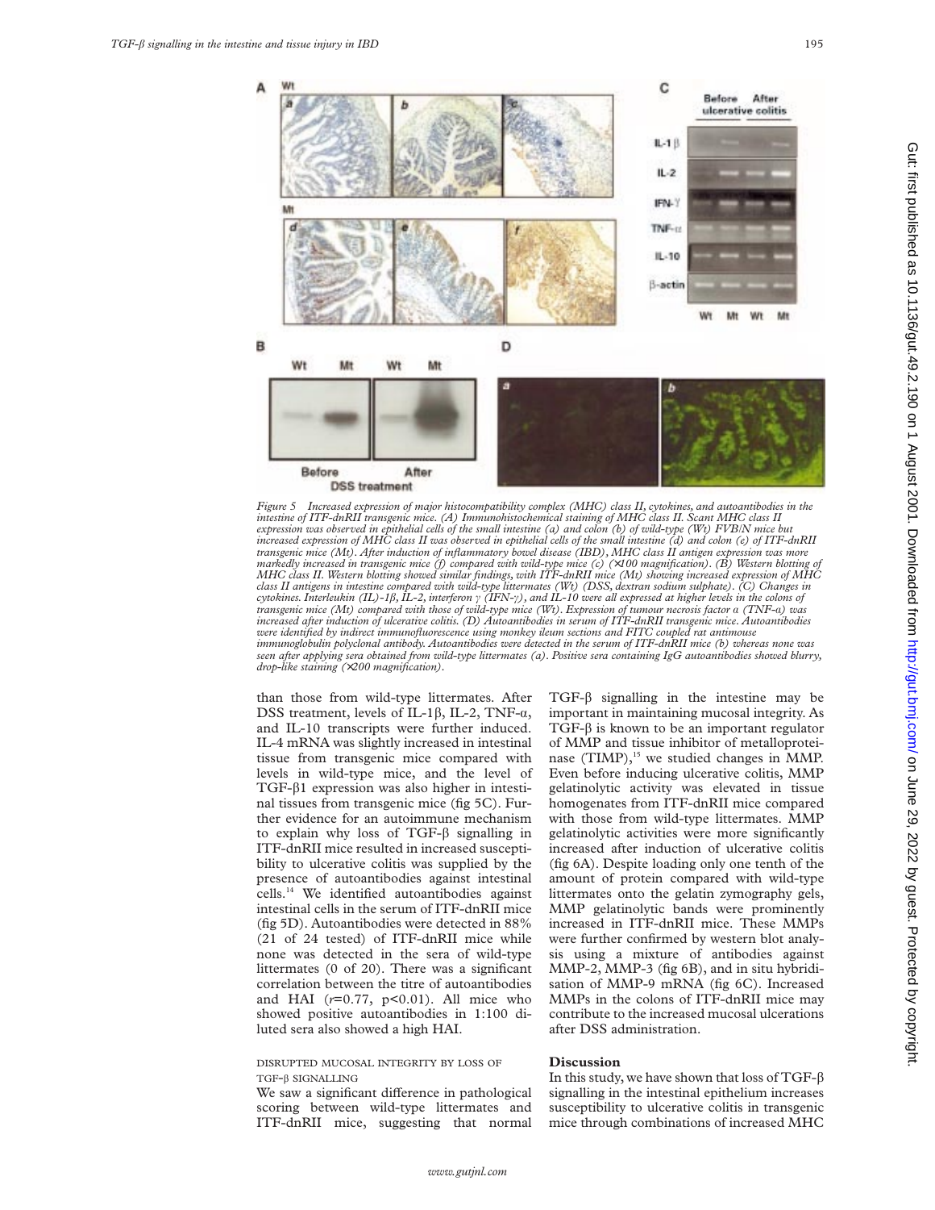Figure 5 Increased expression of major histocompatibility complex (MHC) class II, cytokines, and autoantibodies in the intestine of ITF-dnRII transgenic mice. (A) Immunohistochemical staining of MHC class II. Scant MHC class II expression was observed in epithelial cells of the small intestine (a) and colon (b) of wild-type (Wt) FVB/N mice but increased expression of MHC class II was observed in epithelial cells of the small intestine (d) and colon (e) of ITF-dnRII transgenic mice (Mt). After induction of inflammatory bowel disease (IBD), MHC class II antigen expression was more markedly increased in transgenic mice (f) compared with wild-type mice (c) (×100 magnification). (B) Western blotting of MHC class II. Western blotting showed similar findings, with ITF-dnRII mice (Mt) showing increased expression of MHC class II antigens in intestine compared with wild-type littermates (Wt) (DSS, dextran sodium sulphate). (C) Changes in cytokines. Interleukin (IL)-1β, IL-2, interferon γ (IFN-γ), and IL-10 were all expressed at higher levels in the colons of transgenic mice (Mt) compared with those of wild-type mice (Wt). Expression of tumour necrosis factor α (TNF-α) was increased after induction of ulcerative colitis. (D) Autoantibodies in serum of ITF-dnRII transgenic mice. Autoantibodies were identified by indirect immunofluorescence using monkey ileum sections and FITC coupled rat antimouse immunoglobulin polyclonal antibody. Autoantibodies were detected in the serum of ITF-dnRII mice (b) whereas none was seen after applying sera obtained from wild-type littermates (a). Positive sera containing IgG autoantibodies showed blurry, drop-like staining (×200 magnification).

than those from wild-type littermates. After DSS treatment, levels of IL-1β, IL-2, TNF-α, and IL-10 transcripts were further induced. IL-4 mRNA was slightly increased in intestinal tissue from transgenic mice compared with levels in wild-type mice, and the level of TGF-β1 expression was also higher in intestinal tissues from transgenic mice (fig 5C). Further evidence for an autoimmune mechanism to explain why loss of TGF-β signalling in ITF-dnRII mice resulted in increased susceptibility to ulcerative colitis was supplied by the presence of autoantibodies against intestinal cells.[14] We identified autoantibodies against intestinal cells in the serum of ITF-dnRII mice (fig 5D). Autoantibodies were detected in 88% (21 of 24 tested) of ITF-dnRII mice while none was detected in the sera of wild-type littermates (0 of 20). There was a significant correlation between the titre of autoantibodies and HAI ($r=0.77$, $p<0.01$). All mice who showed positive autoantibodies in 1:100 diluted sera also showed a high HAI.

### DISRUPTED MUCOSAL INTEGRITY BY LOSS OF TGF-β SIGNALLING

We saw a significant difference in pathological scoring between wild-type littermates and ITF-dnRII mice, suggesting that normal TGF-β signalling in the intestine may be important in maintaining mucosal integrity. As TGF-β is known to be an important regulator of MMP and tissue inhibitor of metalloproteinase (TIMP),[15] we studied changes in MMP. Even before inducing ulcerative colitis, MMP gelatinolytic activity was elevated in tissue homogenates from ITF-dnRII mice compared with those from wild-type littermates. MMP gelatinolytic activities were more significantly increased after induction of ulcerative colitis (fig 6A). Despite loading only one tenth of the amount of protein compared with wild-type littermates onto the gelatin zymography gels, MMP gelatinolytic bands were prominently increased in ITF-dnRII mice. These MMPs were further confirmed by western blot analysis using a mixture of antibodies against MMP-2, MMP-3 (fig 6B), and in situ hybridisation of MMP-9 mRNA (fig 6C). Increased MMPs in the colons of ITF-dnRII mice may contribute to the increased mucosal ulcerations after DSS administration.

## Discussion

In this study, we have shown that loss of TGF-β signalling in the intestinal epithelium increases susceptibility to ulcerative colitis in transgenic mice through combinations of increased MHC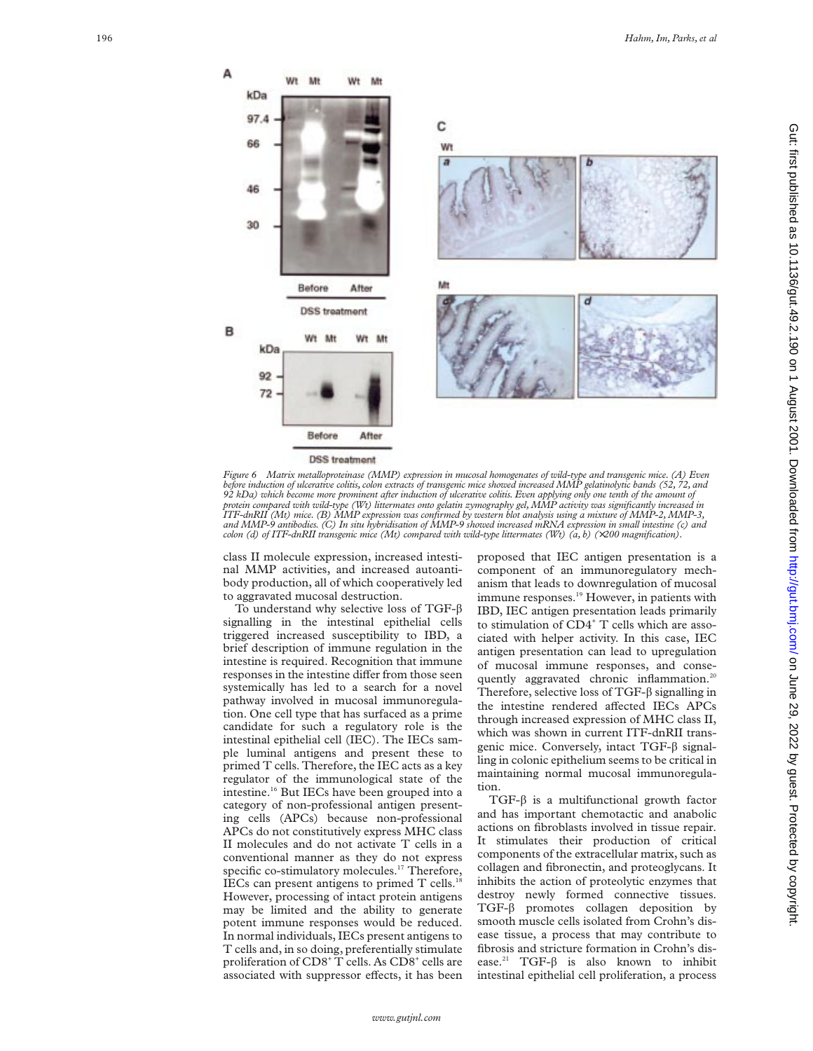Figure 6 Matrix metalloproteinase (MMP) expression in mucosal homogenates of wild-type and transgenic mice. (A) Even before induction of ulcerative colitis, colon extracts of transgenic mice showed increased MMP gelatinolytic bands (52, 72, and 92 kDa) which become more prominent after induction of ulcerative colitis. Even applying only one tenth of the amount of protein compared with wild-type (Wt) littermates onto gelatin zymography gel, MMP activity was significantly increased in ITF-dnRII (Mt) mice. (B) MMP expression was confirmed by western blot analysis using a mixture of MMP-2, MMP-3, and MMP-9 antibodies. (C) In situ hybridisation of MMP-9 showed increased mRNA expression in small intestine (c) and colon (d) of ITF-dnRII transgenic mice (Mt) compared with wild-type littermates (Wt) (a, b) (×200 magnification).

class II molecule expression, increased intestinal MMP activities, and increased autoantibody production, all of which cooperatively led to aggravated mucosal destruction.

To understand why selective loss of TGF-β signalling in the intestinal epithelial cells triggered increased susceptibility to IBD, a brief description of immune regulation in the intestine is required. Recognition that immune responses in the intestine differ from those seen systemically has led to a search for a novel pathway involved in mucosal immunoregulation. One cell type that has surfaced as a prime candidate for such a regulatory role is the intestinal epithelial cell (IEC). The IECs sample luminal antigens and present these to primed T cells. Therefore, the IEC acts as a key regulator of the immunological state of the intestine.[16] But IECs have been grouped into a category of non-professional antigen presenting cells (APCs) because non-professional APCs do not constitutively express MHC class II molecules and do not activate T cells in a conventional manner as they do not express specific co-stimulatory molecules.[17] Therefore, IECs can present antigens to primed T cells.[18] However, processing of intact protein antigens may be limited and the ability to generate potent immune responses would be reduced. In normal individuals, IECs present antigens to T cells and, in so doing, preferentially stimulate proliferation of $CD8^+$ T cells. As $CD8^+$ cells are associated with suppressor effects, it has been proposed that IEC antigen presentation is a component of an immunoregulatory mechanism that leads to downregulation of mucosal immune responses.[19] However, in patients with IBD, IEC antigen presentation leads primarily to stimulation of $CD4^+$ T cells which are associated with helper activity. In this case, IEC antigen presentation can lead to upregulation of mucosal immune responses, and consequently aggravated chronic inflammation.[20] Therefore, selective loss of TGF-β signalling in the intestine rendered affected IECs APCs through increased expression of MHC class II, which was shown in current ITF-dnRII transgenic mice. Conversely, intact TGF-β signalling in colonic epithelium seems to be critical in maintaining normal mucosal immunoregulation.

TGF-β is a multifunctional growth factor and has important chemotactic and anabolic actions on fibroblasts involved in tissue repair. It stimulates their production of critical components of the extracellular matrix, such as collagen and fibronectin, and proteoglycans. It inhibits the action of proteolytic enzymes that destroy newly formed connective tissues. TGF-β promotes collagen deposition by smooth muscle cells isolated from Crohn's disease tissue, a process that may contribute to fibrosis and stricture formation in Crohn's disease.[21] TGF-β is also known to inhibit intestinal epithelial cell proliferation, a process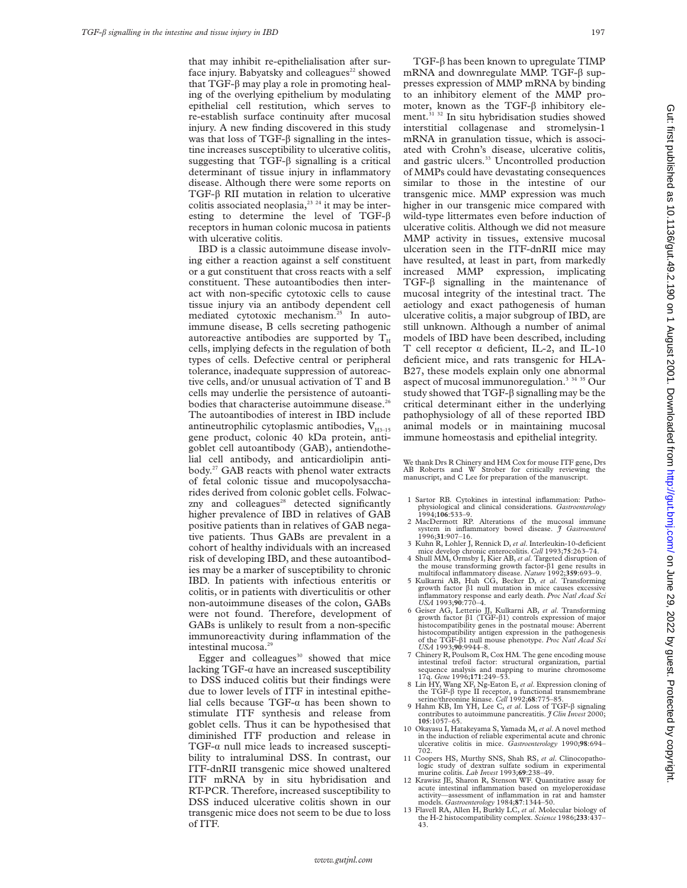that may inhibit re-epithelialisation after surface injury. Babyatsky and colleagues[22] showed that TGF-β may play a role in promoting healing of the overlying epithelium by modulating epithelial cell restitution, which serves to re-establish surface continuity after mucosal injury. A new finding discovered in this study was that loss of TGF-β signalling in the intestine increases susceptibility to ulcerative colitis, suggesting that TGF-β signalling is a critical determinant of tissue injury in inflammatory disease. Although there were some reports on TGF-β RII mutation in relation to ulcerative colitis associated neoplasia,[23 24] it may be interesting to determine the level of TGF-β receptors in human colonic mucosa in patients with ulcerative colitis.

IBD is a classic autoimmune disease involving either a reaction against a self constituent or a gut constituent that cross reacts with a self constituent. These autoantibodies then interact with non-specific cytotoxic cells to cause tissue injury via an antibody dependent cell mediated cytotoxic mechanism.[25] In autoimmune disease, B cells secreting pathogenic autoreactive antibodies are supported by $T_H$ cells, implying defects in the regulation of both types of cells. Defective central or peripheral tolerance, inadequate suppression of autoreactive cells, and/or unusual activation of T and B cells may underlie the persistence of autoantibodies that characterise autoimmune disease.[26] The autoantibodies of interest in IBD include antineutrophilic cytoplasmic antibodies, $V_{H3-15}$ gene product, colonic 40 kDa protein, antigoblet cell autoantibody (GAB), antiendothelial cell antibody, and anticardiolipin antibody.[27] GAB reacts with phenol water extracts of fetal colonic tissue and mucopolysaccharides derived from colonic goblet cells. Folwaczny and colleagues[28] detected significantly higher prevalence of IBD in relatives of GAB positive patients than in relatives of GAB negative patients. Thus GABs are prevalent in a cohort of healthy individuals with an increased risk of developing IBD, and these autoantibodies may be a marker of susceptibility to chronic IBD. In patients with infectious enteritis or colitis, or in patients with diverticulitis or other non-autoimmune diseases of the colon, GABs were not found. Therefore, development of GABs is unlikely to result from a non-specific immunoreactivity during inflammation of the intestinal mucosa.[29]

Egger and colleagues[30] showed that mice lacking TGF-α have an increased susceptibility to DSS induced colitis but their findings were due to lower levels of ITF in intestinal epithelial cells because TGF-α has been shown to stimulate ITF synthesis and release from goblet cells. Thus it can be hypothesised that diminished ITF production and release in TGF-α null mice leads to increased susceptibility to intraluminal DSS. In contrast, our ITF-dnRII transgenic mice showed unaltered ITF mRNA by in situ hybridisation and RT-PCR. Therefore, increased susceptibility to DSS induced ulcerative colitis shown in our transgenic mice does not seem to be due to loss of ITF.

TGF-β has been known to upregulate TIMP mRNA and downregulate MMP. TGF-β suppresses expression of MMP mRNA by binding to an inhibitory element of the MMP promoter, known as the TGF-β inhibitory element.[31 32] In situ hybridisation studies showed interstitial collagenase and stromelysin-1 mRNA in granulation tissue, which is associated with Crohn's disease, ulcerative colitis, and gastric ulcers.[33] Uncontrolled production of MMPs could have devastating consequences similar to those in the intestine of our transgenic mice. MMP expression was much higher in our transgenic mice compared with wild-type littermates even before induction of ulcerative colitis. Although we did not measure MMP activity in tissues, extensive mucosal ulceration seen in the ITF-dnRII mice may have resulted, at least in part, from markedly increased MMP expression, implicating TGF-β signalling in the maintenance of mucosal integrity of the intestinal tract. The aetiology and exact pathogenesis of human ulcerative colitis, a major subgroup of IBD, are still unknown. Although a number of animal models of IBD have been described, including T cell receptor α deficient, IL-2, and IL-10 deficient mice, and rats transgenic for HLA-B27, these models explain only one abnormal aspect of mucosal immunoregulation.[3 34 35] Our study showed that TGF-β signalling may be the critical determinant either in the underlying pathophysiology of all of these reported IBD animal models or in maintaining mucosal immune homeostasis and epithelial integrity.

We thank Drs R Chinery and HM Cox for mouse ITF gene, Drs AB Roberts and W Strober for critically reviewing the manuscript, and C Lee for preparation of the manuscript.

1 Sartor RB. Cytokines in intestinal inflammation: Pathophysiological and clinical considerations. *Gastroenterology* 1994;**106**:533–9.
2 MacDermott RP. Alterations of the mucosal immune system in inflammatory bowel disease. *J Gastroenterol* 1996;**31**:907–16.
3 Kuhn R, Lohler J, Rennick D, *et al*. Interleukin-10-deficient mice develop chronic enterocolitis. *Cell* 1993;**75**:263–74.
4 Shull MM, Ormsby I, Kier AB, *et al*. Targeted disruption of the mouse transforming growth factor-β1 gene results in multifocal inflammatory disease. *Nature* 1992;**359**:693–9.
5 Kulkarni AB, Huh CG, Becker D, *et al*. Transforming growth factor β1 null mutation in mice causes excessive inflammatory response and early death. *Proc Natl Acad Sci USA* 1993;**90**:770–4.
6 Geiser AG, Letterio JJ, Kulkarni AB, *et al*. Transforming growth factor β1 (TGF-β1) controls expression of major histocompatibility genes in the postnatal mouse: Aberrent histocompatibility antigen expression in the pathogenesis of the TGF-β1 null mouse phenotype. *Proc Natl Acad Sci USA* 1993;**90**:9944–8.
7 Chinery R, Poulsom R, Cox HM. The gene encoding mouse intestinal trefoil factor: structural organization, partial sequence analysis and mapping to murine chromosome 17q. *Gene* 1996;**171**:249–53.
8 Lin HY, Wang XF, Ng-Eaton E, *et al*. Expression cloning of the TGF-β type II receptor, a functional transmembrane serine/threonine kinase. *Cell* 1992;**68**:775–85.
9 Hahm KB, Im YH, Lee C, *et al*. Loss of TGF-β signaling contributes to autoimmune pancreatitis. *J Clin Invest* 2000; **105**:1057–65.
10 Okayasu I, Hatakeyama S, Yamada M, *et al*. A novel method in the induction of reliable experimental acute and chronic ulcerative colitis in mice. *Gastroenterology* 1990;**98**:694–702.
11 Coopers HS, Murthy SNS, Shah RS, *et al*. Clinicopathologic study of dextran sulfate sodium in experimental murine colitis. *Lab Invest* 1993;**69**:238–49.
12 Krawisz JE, Sharon R, Stenson WF. Quantitative assay for acute intestinal inflammation based on myeloperoxidase activity—assessment of inflammation in rat and hamster models. *Gastroenterology* 1984;**87**:1344–50.
13 Flavell RA, Allen H, Burkly LC, *et al*. Molecular biology of the H-2 histocompatibility complex. *Science* 1986;**233**:437–43.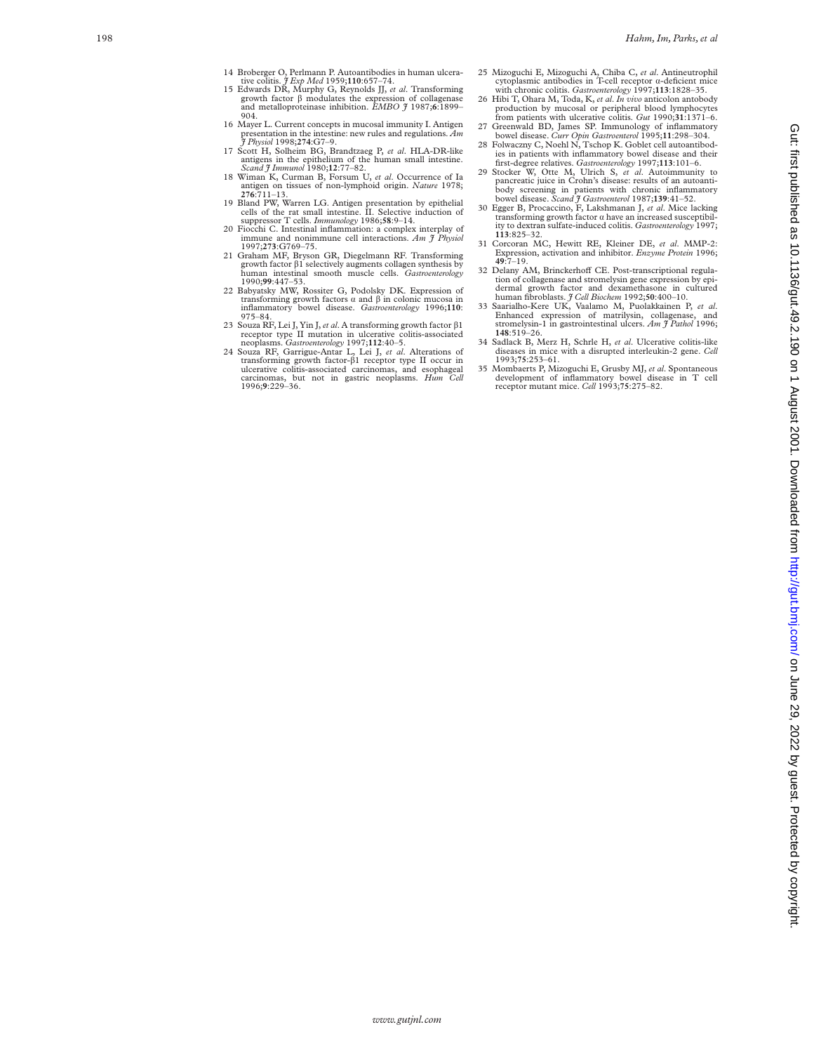14 Broberger O, Perlmann P. Autoantibodies in human ulcerative colitis. *J Exp Med* 1959;**110**:657–74.

15 Edwards DR, Murphy G, Reynolds JJ, *et al*. Transforming growth factor β modulates the expression of collagenase and metalloproteinase inhibition. *EMBO J* 1987;**6**:1899–904.

16 Mayer L. Current concepts in mucosal immunity I. Antigen presentation in the intestine: new rules and regulations. *Am J Physiol* 1998;**274**:G7–9.

17 Scott H, Solheim BG, Brandtzaeg P, *et al*. HLA-DR-like antigens in the epithelium of the human small intestine. *Scand J Immunol* 1980;**12**:77–82.

18 Wiman K, Curman B, Forsum U, *et al*. Occurrence of Ia antigen on tissues of non-lymphoid origin. *Nature* 1978; **276**:711–13.

19 Bland PW, Warren LG. Antigen presentation by epithelial cells of the rat small intestine. II. Selective induction of suppressor T cells. *Immunology* 1986;**58**:9–14.

20 Fiocchi C. Intestinal inflammation: a complex interplay of immune and nonimmune cell interactions. *Am J Physiol* 1997;**273**:G769–75.

21 Graham MF, Bryson GR, Diegelmann RF. Transforming growth factor β1 selectively augments collagen synthesis by human intestinal smooth muscle cells. *Gastroenterology* 1990;**99**:447–53.

22 Babyatsky MW, Rossiter G, Podolsky DK. Expression of transforming growth factors α and β in colonic mucosa in inflammatory bowel disease. *Gastroenterology* 1996;**110**: 975–84.

23 Souza RF, Lei J, Yin J, *et al*. A transforming growth factor β1 receptor type II mutation in ulcerative colitis-associated neoplasms. *Gastroenterology* 1997;**112**:40–5.

24 Souza RF, Garrigue-Antar L, Lei J, *et al*. Alterations of transforming growth factor-β1 receptor type II occur in ulcerative colitis-associated carcinomas, and esophageal carcinomas, but not in gastric neoplasms. *Hum Cell* 1996;**9**:229–36.

25 Mizoguchi E, Mizoguchi A, Chiba C, *et al*. Antineutrophil cytoplasmic antibodies in T-cell receptor α-deficient mice with chronic colitis. *Gastroenterology* 1997;**113**:1828–35.

26 Hibi T, Ohara M, Toda, K, *et al*. *In vivo* anticolon antobody production by mucosal or peripheral blood lymphocytes from patients with ulcerative colitis. *Gut* 1990;**31**:1371–6.

27 Greenwald BD, James SP. Immunology of inflammatory bowel disease. *Curr Opin Gastroenterol* 1995;**11**:298–304.

28 Folwaczny C, Noehl N, Tschop K. Goblet cell autoantibodies in patients with inflammatory bowel disease and their first-degree relatives. *Gastroenterology* 1997;**113**:101–6.

29 Stocker W, Otte M, Ulrich S, *et al*. Autoimmunity to pancreatic juice in Crohn's disease: results of an autoantibody screening in patients with chronic inflammatory bowel disease. *Scand J Gastroenterol* 1987;**139**:41–52.

30 Egger B, Procaccino, F, Lakshmanan J, *et al*. Mice lacking transforming growth factor α have an increased susceptibility to dextran sulfate-induced colitis. *Gastroenterology* 1997; **113**:825–32.

31 Corcoran MC, Hewitt RE, Kleiner DE, *et al*. MMP-2: Expression, activation and inhibitor. *Enzyme Protein* 1996; **49**:7–19.

32 Delany AM, Brinckerhoff CE. Post-transcriptional regulation of collagenase and stromelysin gene expression by epidermal growth factor and dexamethasone in cultured human fibroblasts. *J Cell Biochem* 1992;**50**:400–10.

33 Saarialho-Kere UK, Vaalamo M, Puolakkainen P, *et al*. Enhanced expression of matrilysin, collagenase, and stromelysin-1 in gastrointestinal ulcers. *Am J Pathol* 1996; **148**:519–26.

34 Sadlack B, Merz H, Schrle H, *et al*. Ulcerative colitis-like diseases in mice with a disrupted interleukin-2 gene. *Cell* 1993;**75**:253–61.

35 Mombaerts P, Mizoguchi E, Grusby MJ, *et al*. Spontaneous development of inflammatory bowel disease in T cell receptor mutant mice. *Cell* 1993;**75**:275–82.